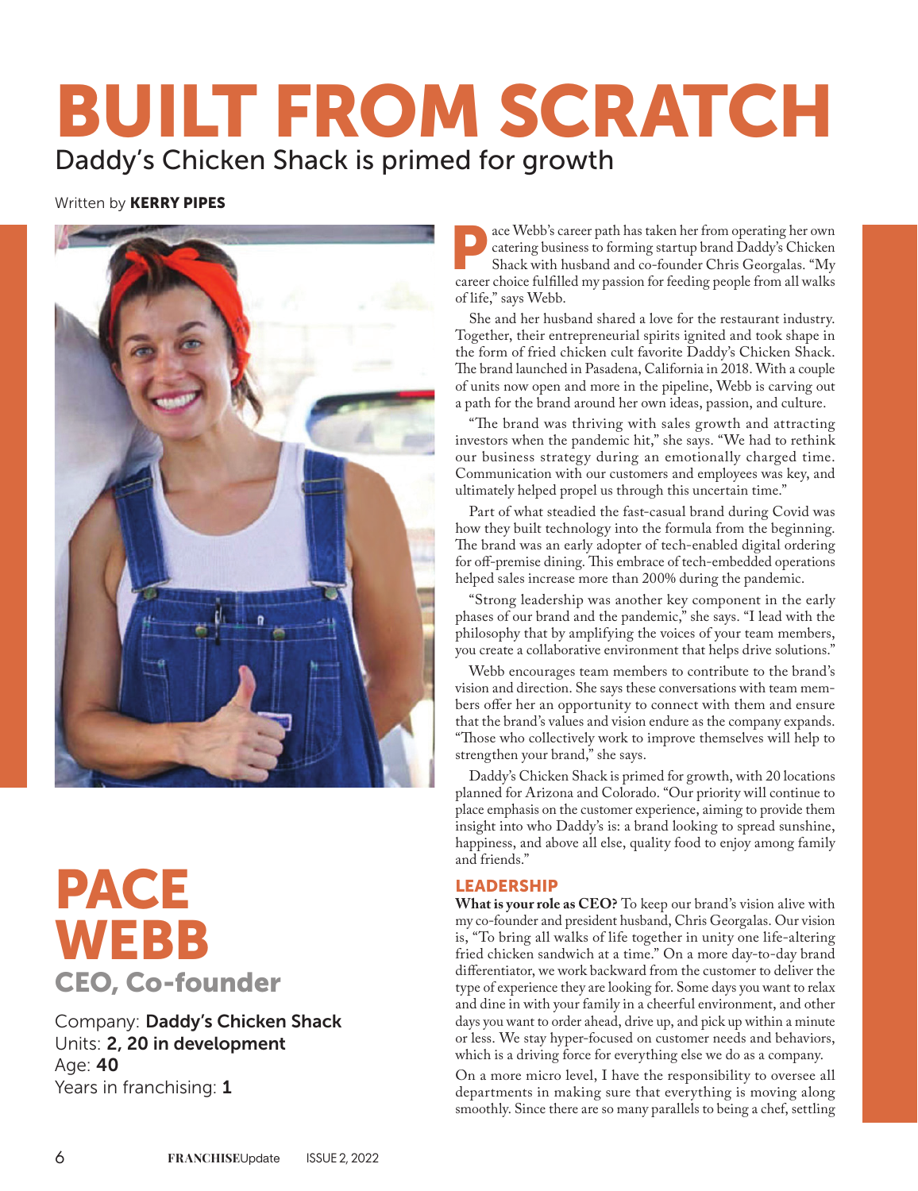# BUILT FROM SCRATCH

## Daddy's Chicken Shack is primed for growth

Written by **KERRY PIPES**

# PACE WEBB

### CEO, Co-founder

Company: **Daddy's Chicken Shack**
Units: **2, 20 in development**
Age: **40**
Years in franchising: **1**

Pace Webb's career path has taken her from operating her own catering business to forming startup brand Daddy's Chicken Shack with husband and co-founder Chris Georgalas. "My career choice fulfilled my passion for feeding people from all walks of life," says Webb.

She and her husband shared a love for the restaurant industry. Together, their entrepreneurial spirits ignited and took shape in the form of fried chicken cult favorite Daddy's Chicken Shack. The brand launched in Pasadena, California in 2018. With a couple of units now open and more in the pipeline, Webb is carving out a path for the brand around her own ideas, passion, and culture.

"The brand was thriving with sales growth and attracting investors when the pandemic hit," she says. "We had to rethink our business strategy during an emotionally charged time. Communication with our customers and employees was key, and ultimately helped propel us through this uncertain time."

Part of what steadied the fast-casual brand during Covid was how they built technology into the formula from the beginning. The brand was an early adopter of tech-enabled digital ordering for off-premise dining. This embrace of tech-embedded operations helped sales increase more than 200% during the pandemic.

"Strong leadership was another key component in the early phases of our brand and the pandemic," she says. "I lead with the philosophy that by amplifying the voices of your team members, you create a collaborative environment that helps drive solutions."

Webb encourages team members to contribute to the brand's vision and direction. She says these conversations with team members offer her an opportunity to connect with them and ensure that the brand's values and vision endure as the company expands. "Those who collectively work to improve themselves will help to strengthen your brand," she says.

Daddy's Chicken Shack is primed for growth, with 20 locations planned for Arizona and Colorado. "Our priority will continue to place emphasis on the customer experience, aiming to provide them insight into who Daddy's is: a brand looking to spread sunshine, happiness, and above all else, quality food to enjoy among family and friends."

### LEADERSHIP

**What is your role as CEO?** To keep our brand's vision alive with my co-founder and president husband, Chris Georgalas. Our vision is, "To bring all walks of life together in unity one life-altering fried chicken sandwich at a time." On a more day-to-day brand differentiator, we work backward from the customer to deliver the type of experience they are looking for. Some days you want to relax and dine in with your family in a cheerful environment, and other days you want to order ahead, drive up, and pick up within a minute or less. We stay hyper-focused on customer needs and behaviors, which is a driving force for everything else we do as a company.

On a more micro level, I have the responsibility to oversee all departments in making sure that everything is moving along smoothly. Since there are so many parallels to being a chef, settling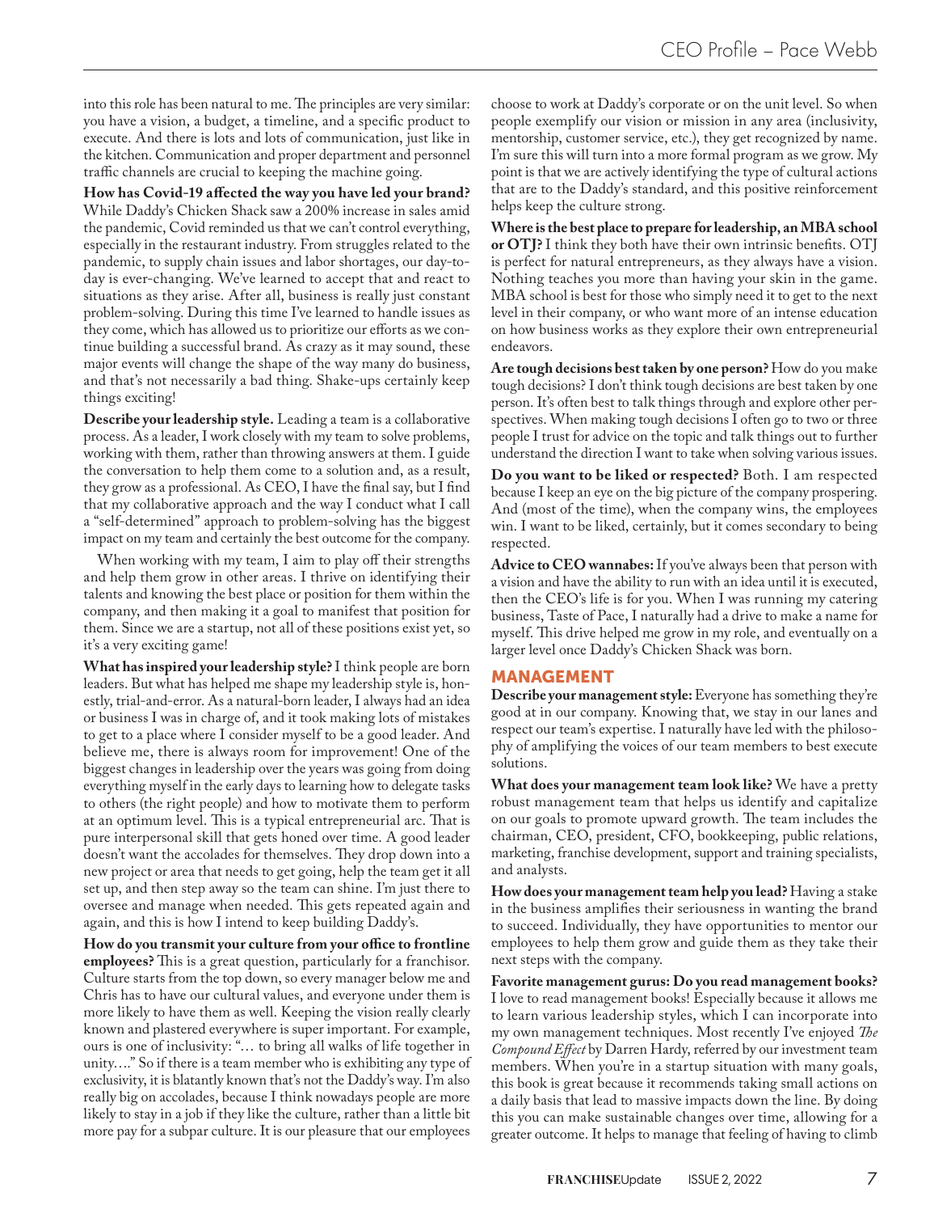into this role has been natural to me. The principles are very similar: you have a vision, a budget, a timeline, and a specific product to execute. And there is lots and lots of communication, just like in the kitchen. Communication and proper department and personnel traffic channels are crucial to keeping the machine going.

**How has Covid-19 affected the way you have led your brand?** While Daddy's Chicken Shack saw a 200% increase in sales amid the pandemic, Covid reminded us that we can't control everything, especially in the restaurant industry. From struggles related to the pandemic, to supply chain issues and labor shortages, our day-to-day is ever-changing. We've learned to accept that and react to situations as they arise. After all, business is really just constant problem-solving. During this time I've learned to handle issues as they come, which has allowed us to prioritize our efforts as we continue building a successful brand. As crazy as it may sound, these major events will change the shape of the way many do business, and that's not necessarily a bad thing. Shake-ups certainly keep things exciting!

**Describe your leadership style.** Leading a team is a collaborative process. As a leader, I work closely with my team to solve problems, working with them, rather than throwing answers at them. I guide the conversation to help them come to a solution and, as a result, they grow as a professional. As CEO, I have the final say, but I find that my collaborative approach and the way I conduct what I call a "self-determined" approach to problem-solving has the biggest impact on my team and certainly the best outcome for the company.

When working with my team, I aim to play off their strengths and help them grow in other areas. I thrive on identifying their talents and knowing the best place or position for them within the company, and then making it a goal to manifest that position for them. Since we are a startup, not all of these positions exist yet, so it's a very exciting game!

**What has inspired your leadership style?** I think people are born leaders. But what has helped me shape my leadership style is, honestly, trial-and-error. As a natural-born leader, I always had an idea or business I was in charge of, and it took making lots of mistakes to get to a place where I consider myself to be a good leader. And believe me, there is always room for improvement! One of the biggest changes in leadership over the years was going from doing everything myself in the early days to learning how to delegate tasks to others (the right people) and how to motivate them to perform at an optimum level. This is a typical entrepreneurial arc. That is pure interpersonal skill that gets honed over time. A good leader doesn't want the accolades for themselves. They drop down into a new project or area that needs to get going, help the team get it all set up, and then step away so the team can shine. I'm just there to oversee and manage when needed. This gets repeated again and again, and this is how I intend to keep building Daddy's.

**How do you transmit your culture from your office to frontline employees?** This is a great question, particularly for a franchisor. Culture starts from the top down, so every manager below me and Chris has to have our cultural values, and everyone under them is more likely to have them as well. Keeping the vision really clearly known and plastered everywhere is super important. For example, ours is one of inclusivity: "… to bring all walks of life together in unity…." So if there is a team member who is exhibiting any type of exclusivity, it is blatantly known that's not the Daddy's way. I'm also really big on accolades, because I think nowadays people are more likely to stay in a job if they like the culture, rather than a little bit more pay for a subpar culture. It is our pleasure that our employees choose to work at Daddy's corporate or on the unit level. So when people exemplify our vision or mission in any area (inclusivity, mentorship, customer service, etc.), they get recognized by name. I'm sure this will turn into a more formal program as we grow. My point is that we are actively identifying the type of cultural actions that are to the Daddy's standard, and this positive reinforcement helps keep the culture strong.

**Where is the best place to prepare for leadership, an MBA school or OTJ?** I think they both have their own intrinsic benefits. OTJ is perfect for natural entrepreneurs, as they always have a vision. Nothing teaches you more than having your skin in the game. MBA school is best for those who simply need it to get to the next level in their company, or who want more of an intense education on how business works as they explore their own entrepreneurial endeavors.

**Are tough decisions best taken by one person?** How do you make tough decisions? I don't think tough decisions are best taken by one person. It's often best to talk things through and explore other perspectives. When making tough decisions I often go to two or three people I trust for advice on the topic and talk things out to further understand the direction I want to take when solving various issues.

**Do you want to be liked or respected?** Both. I am respected because I keep an eye on the big picture of the company prospering. And (most of the time), when the company wins, the employees win. I want to be liked, certainly, but it comes secondary to being respected.

**Advice to CEO wannabes:** If you've always been that person with a vision and have the ability to run with an idea until it is executed, then the CEO's life is for you. When I was running my catering business, Taste of Pace, I naturally had a drive to make a name for myself. This drive helped me grow in my role, and eventually on a larger level once Daddy's Chicken Shack was born.

## MANAGEMENT

**Describe your management style:** Everyone has something they're good at in our company. Knowing that, we stay in our lanes and respect our team's expertise. I naturally have led with the philosophy of amplifying the voices of our team members to best execute solutions.

**What does your management team look like?** We have a pretty robust management team that helps us identify and capitalize on our goals to promote upward growth. The team includes the chairman, CEO, president, CFO, bookkeeping, public relations, marketing, franchise development, support and training specialists, and analysts.

**How does your management team help you lead?** Having a stake in the business amplifies their seriousness in wanting the brand to succeed. Individually, they have opportunities to mentor our employees to help them grow and guide them as they take their next steps with the company.

**Favorite management gurus: Do you read management books?** I love to read management books! Especially because it allows me to learn various leadership styles, which I can incorporate into my own management techniques. Most recently I've enjoyed *The Compound Effect* by Darren Hardy, referred by our investment team members. When you're in a startup situation with many goals, this book is great because it recommends taking small actions on a daily basis that lead to massive impacts down the line. By doing this you can make sustainable changes over time, allowing for a greater outcome. It helps to manage that feeling of having to climb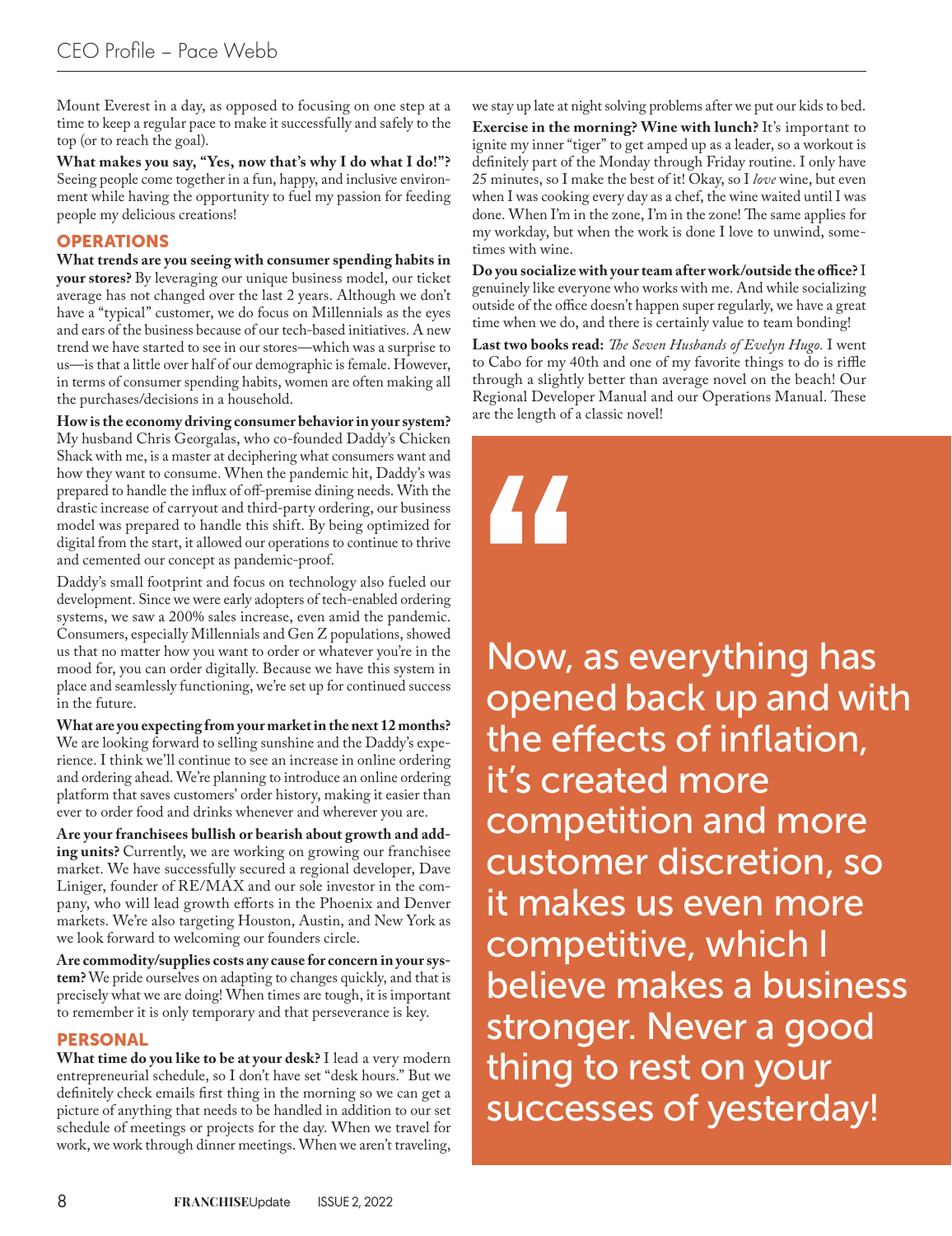Mount Everest in a day, as opposed to focusing on one step at a time to keep a regular pace to make it successfully and safely to the top (or to reach the goal).

**What makes you say, "Yes, now that's why I do what I do!"?** Seeing people come together in a fun, happy, and inclusive environment while having the opportunity to fuel my passion for feeding people my delicious creations!

## OPERATIONS

**What trends are you seeing with consumer spending habits in your stores?** By leveraging our unique business model, our ticket average has not changed over the last 2 years. Although we don't have a "typical" customer, we do focus on Millennials as the eyes and ears of the business because of our tech-based initiatives. A new trend we have started to see in our stores—which was a surprise to us—is that a little over half of our demographic is female. However, in terms of consumer spending habits, women are often making all the purchases/decisions in a household.

**How is the economy driving consumer behavior in your system?** My husband Chris Georgalas, who co-founded Daddy's Chicken Shack with me, is a master at deciphering what consumers want and how they want to consume. When the pandemic hit, Daddy's was prepared to handle the influx of off-premise dining needs. With the drastic increase of carryout and third-party ordering, our business model was prepared to handle this shift. By being optimized for digital from the start, it allowed our operations to continue to thrive and cemented our concept as pandemic-proof.

Daddy's small footprint and focus on technology also fueled our development. Since we were early adopters of tech-enabled ordering systems, we saw a 200% sales increase, even amid the pandemic. Consumers, especially Millennials and Gen Z populations, showed us that no matter how you want to order or whatever you're in the mood for, you can order digitally. Because we have this system in place and seamlessly functioning, we're set up for continued success in the future.

**What are you expecting from your market in the next 12 months?** We are looking forward to selling sunshine and the Daddy's experience. I think we'll continue to see an increase in online ordering and ordering ahead. We're planning to introduce an online ordering platform that saves customers' order history, making it easier than ever to order food and drinks whenever and wherever you are.

**Are your franchisees bullish or bearish about growth and adding units?** Currently, we are working on growing our franchisee market. We have successfully secured a regional developer, Dave Liniger, founder of RE/MAX and our sole investor in the company, who will lead growth efforts in the Phoenix and Denver markets. We're also targeting Houston, Austin, and New York as we look forward to welcoming our founders circle.

**Are commodity/supplies costs any cause for concern in your system?** We pride ourselves on adapting to changes quickly, and that is precisely what we are doing! When times are tough, it is important to remember it is only temporary and that perseverance is key.

## PERSONAL

**What time do you like to be at your desk?** I lead a very modern entrepreneurial schedule, so I don't have set "desk hours." But we definitely check emails first thing in the morning so we can get a picture of anything that needs to be handled in addition to our set schedule of meetings or projects for the day. When we travel for work, we work through dinner meetings. When we aren't traveling, we stay up late at night solving problems after we put our kids to bed.

**Exercise in the morning? Wine with lunch?** It's important to ignite my inner "tiger" to get amped up as a leader, so a workout is definitely part of the Monday through Friday routine. I only have 25 minutes, so I make the best of it! Okay, so I *love* wine, but even when I was cooking every day as a chef, the wine waited until I was done. When I'm in the zone, I'm in the zone! The same applies for my workday, but when the work is done I love to unwind, sometimes with wine.

**Do you socialize with your team after work/outside the office?** I genuinely like everyone who works with me. And while socializing outside of the office doesn't happen super regularly, we have a great time when we do, and there is certainly value to team bonding!

**Last two books read:** *The Seven Husbands of Evelyn Hugo.* I went to Cabo for my 40th and one of my favorite things to do is riffle through a slightly better than average novel on the beach! Our Regional Developer Manual and our Operations Manual. These are the length of a classic novel!

> "Now, as everything has opened back up and with the effects of inflation, it's created more competition and more customer discretion, so it makes us even more competitive, which I believe makes a business stronger. Never a good thing to rest on your successes of yesterday!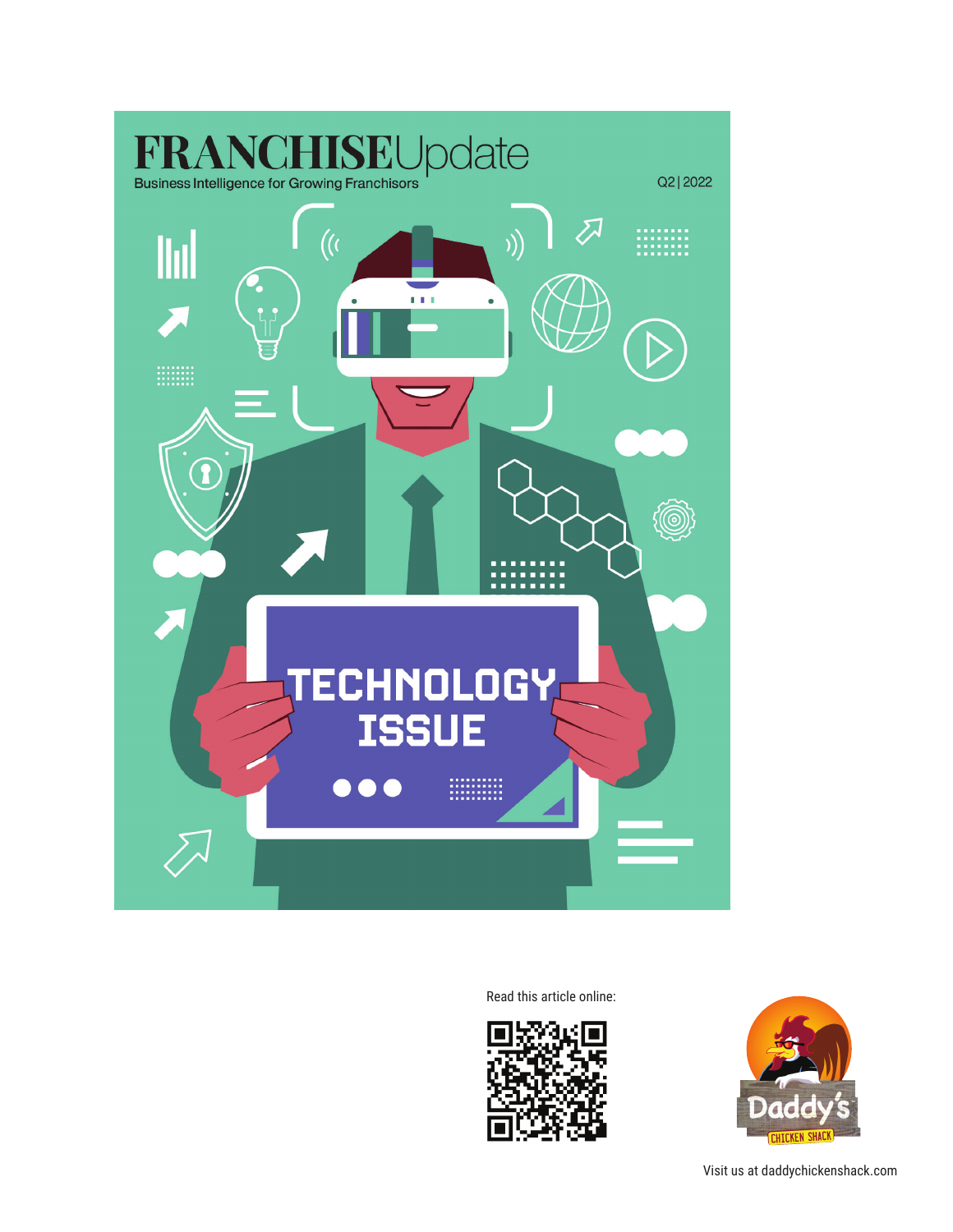FRANCHISEUpdate

Business Intelligence for Growing Franchisors

Q2 | 2022

TECHNOLOGY ISSUE

Read this article online:

Visit us at daddychickenshack.com